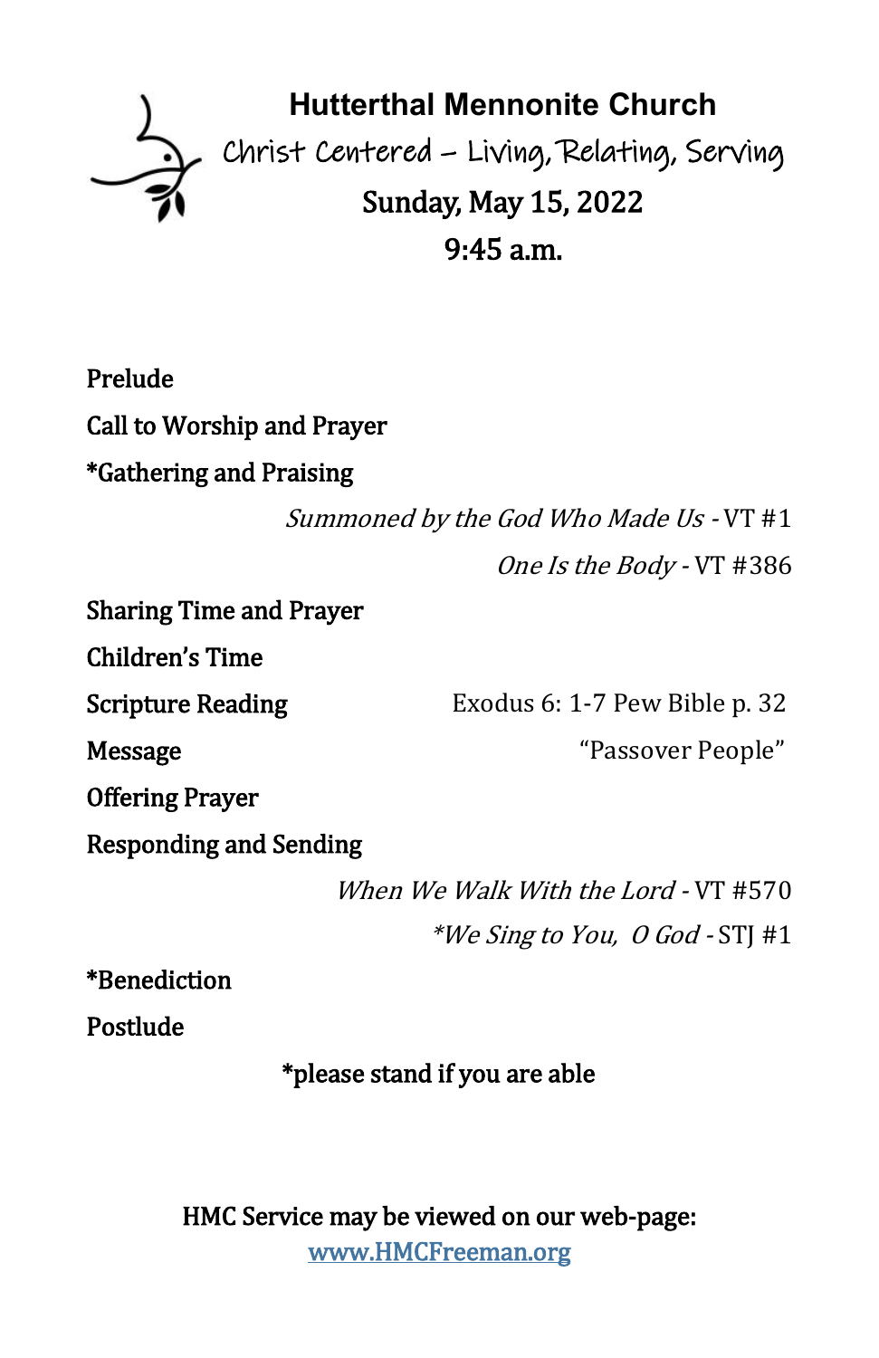# Hutterthal Mennonite Church

Christ Centered – Living, Relating, Serving

**Sunday, May 15, 2022**

**9:45 a.m.**

Prelude

Call to Worship and Prayer

*Gathering and Praising

*Summoned by the God Who Made Us* - VT #1

*One Is the Body* - VT #386

Sharing Time and Prayer

Children's Time

Scripture Reading — Exodus 6: 1-7 Pew Bible p. 32

Message — "Passover People"

Offering Prayer

Responding and Sending

*When We Walk With the Lord* - VT #570

**We Sing to You, O God* - STJ #1

*Benediction

Postlude

*please stand if you are able

HMC Service may be viewed on our web-page:
www.HMCFreeman.org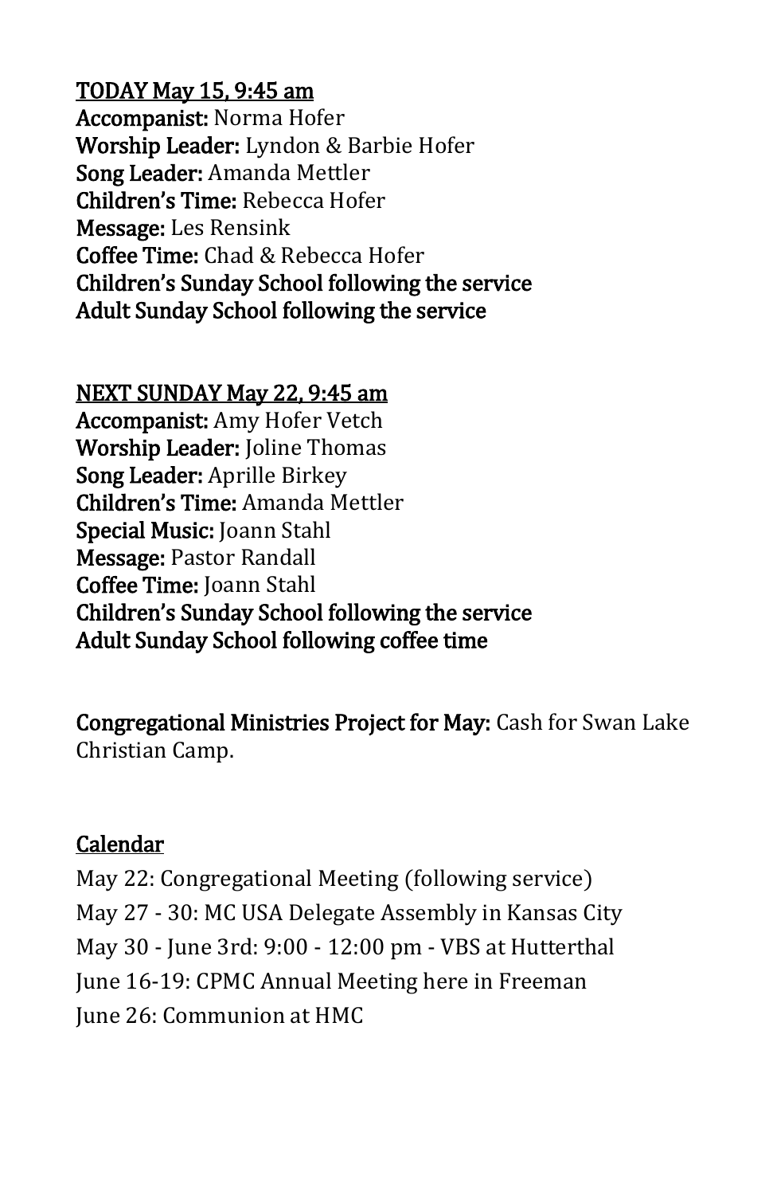## TODAY May 15, 9:45 am

**Accompanist:** Norma Hofer
**Worship Leader:** Lyndon & Barbie Hofer
**Song Leader:** Amanda Mettler
**Children's Time:** Rebecca Hofer
**Message:** Les Rensink
**Coffee Time:** Chad & Rebecca Hofer
**Children's Sunday School following the service**
**Adult Sunday School following the service**

## NEXT SUNDAY May 22, 9:45 am

**Accompanist:** Amy Hofer Vetch
**Worship Leader:** Joline Thomas
**Song Leader:** Aprille Birkey
**Children's Time:** Amanda Mettler
**Special Music:** Joann Stahl
**Message:** Pastor Randall
**Coffee Time:** Joann Stahl
**Children's Sunday School following the service**
**Adult Sunday School following coffee time**

**Congregational Ministries Project for May:** Cash for Swan Lake Christian Camp.

## Calendar

May 22: Congregational Meeting (following service)
May 27 - 30: MC USA Delegate Assembly in Kansas City
May 30 - June 3rd: 9:00 - 12:00 pm - VBS at Hutterthal
June 16-19: CPMC Annual Meeting here in Freeman
June 26: Communion at HMC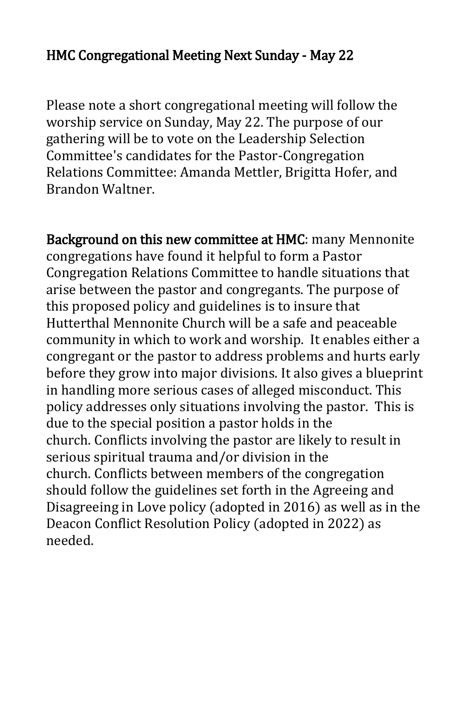## HMC Congregational Meeting Next Sunday - May 22

Please note a short congregational meeting will follow the worship service on Sunday, May 22. The purpose of our gathering will be to vote on the Leadership Selection Committee's candidates for the Pastor-Congregation Relations Committee: Amanda Mettler, Brigitta Hofer, and Brandon Waltner.

**Background on this new committee at HMC**: many Mennonite congregations have found it helpful to form a Pastor Congregation Relations Committee to handle situations that arise between the pastor and congregants. The purpose of this proposed policy and guidelines is to insure that Hutterthal Mennonite Church will be a safe and peaceable community in which to work and worship. It enables either a congregant or the pastor to address problems and hurts early before they grow into major divisions. It also gives a blueprint in handling more serious cases of alleged misconduct. This policy addresses only situations involving the pastor. This is due to the special position a pastor holds in the church. Conflicts involving the pastor are likely to result in serious spiritual trauma and/or division in the church. Conflicts between members of the congregation should follow the guidelines set forth in the Agreeing and Disagreeing in Love policy (adopted in 2016) as well as in the Deacon Conflict Resolution Policy (adopted in 2022) as needed.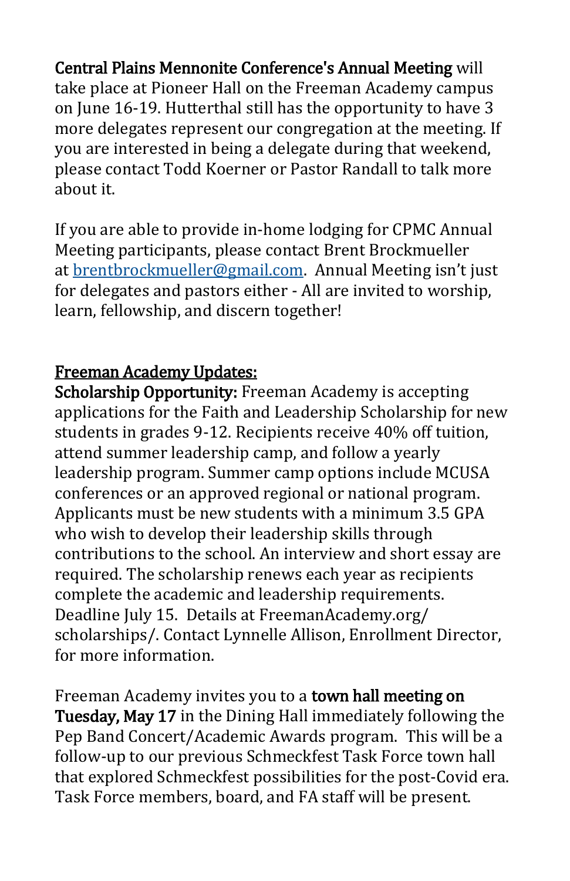**Central Plains Mennonite Conference's Annual Meeting** will take place at Pioneer Hall on the Freeman Academy campus on June 16-19. Hutterthal still has the opportunity to have 3 more delegates represent our congregation at the meeting. If you are interested in being a delegate during that weekend, please contact Todd Koerner or Pastor Randall to talk more about it.

If you are able to provide in-home lodging for CPMC Annual Meeting participants, please contact Brent Brockmueller at brentbrockmueller@gmail.com. Annual Meeting isn't just for delegates and pastors either - All are invited to worship, learn, fellowship, and discern together!

## Freeman Academy Updates:

**Scholarship Opportunity:** Freeman Academy is accepting applications for the Faith and Leadership Scholarship for new students in grades 9-12. Recipients receive 40% off tuition, attend summer leadership camp, and follow a yearly leadership program. Summer camp options include MCUSA conferences or an approved regional or national program. Applicants must be new students with a minimum 3.5 GPA who wish to develop their leadership skills through contributions to the school. An interview and short essay are required. The scholarship renews each year as recipients complete the academic and leadership requirements. Deadline July 15. Details at FreemanAcademy.org/scholarships/. Contact Lynnelle Allison, Enrollment Director, for more information.

Freeman Academy invites you to a **town hall meeting on Tuesday, May 17** in the Dining Hall immediately following the Pep Band Concert/Academic Awards program. This will be a follow-up to our previous Schmeckfest Task Force town hall that explored Schmeckfest possibilities for the post-Covid era. Task Force members, board, and FA staff will be present.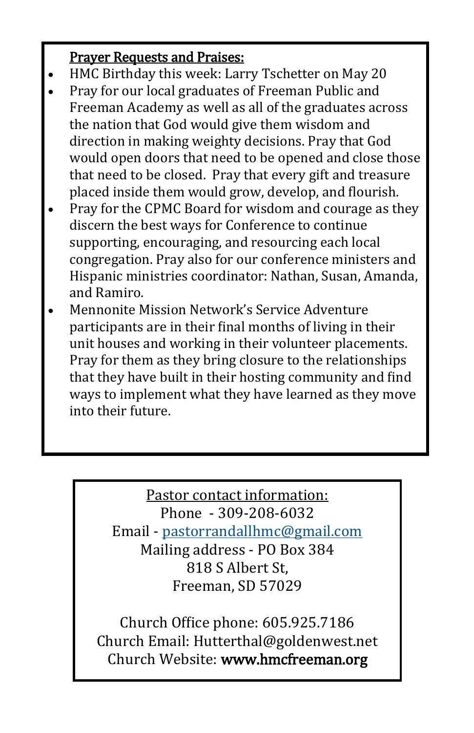## Prayer Requests and Praises:

- HMC Birthday this week: Larry Tschetter on May 20
- Pray for our local graduates of Freeman Public and Freeman Academy as well as all of the graduates across the nation that God would give them wisdom and direction in making weighty decisions. Pray that God would open doors that need to be opened and close those that need to be closed. Pray that every gift and treasure placed inside them would grow, develop, and flourish.
- Pray for the CPMC Board for wisdom and courage as they discern the best ways for Conference to continue supporting, encouraging, and resourcing each local congregation. Pray also for our conference ministers and Hispanic ministries coordinator: Nathan, Susan, Amanda, and Ramiro.
- Mennonite Mission Network's Service Adventure participants are in their final months of living in their unit houses and working in their volunteer placements. Pray for them as they bring closure to the relationships that they have built in their hosting community and find ways to implement what they have learned as they move into their future.

Pastor contact information:
Phone - 309-208-6032
Email - pastorrandallhmc@gmail.com
Mailing address - PO Box 384
818 S Albert St,
Freeman, SD 57029

Church Office phone: 605.925.7186
Church Email: Hutterthal@goldenwest.net
Church Website: **www.hmcfreeman.org**